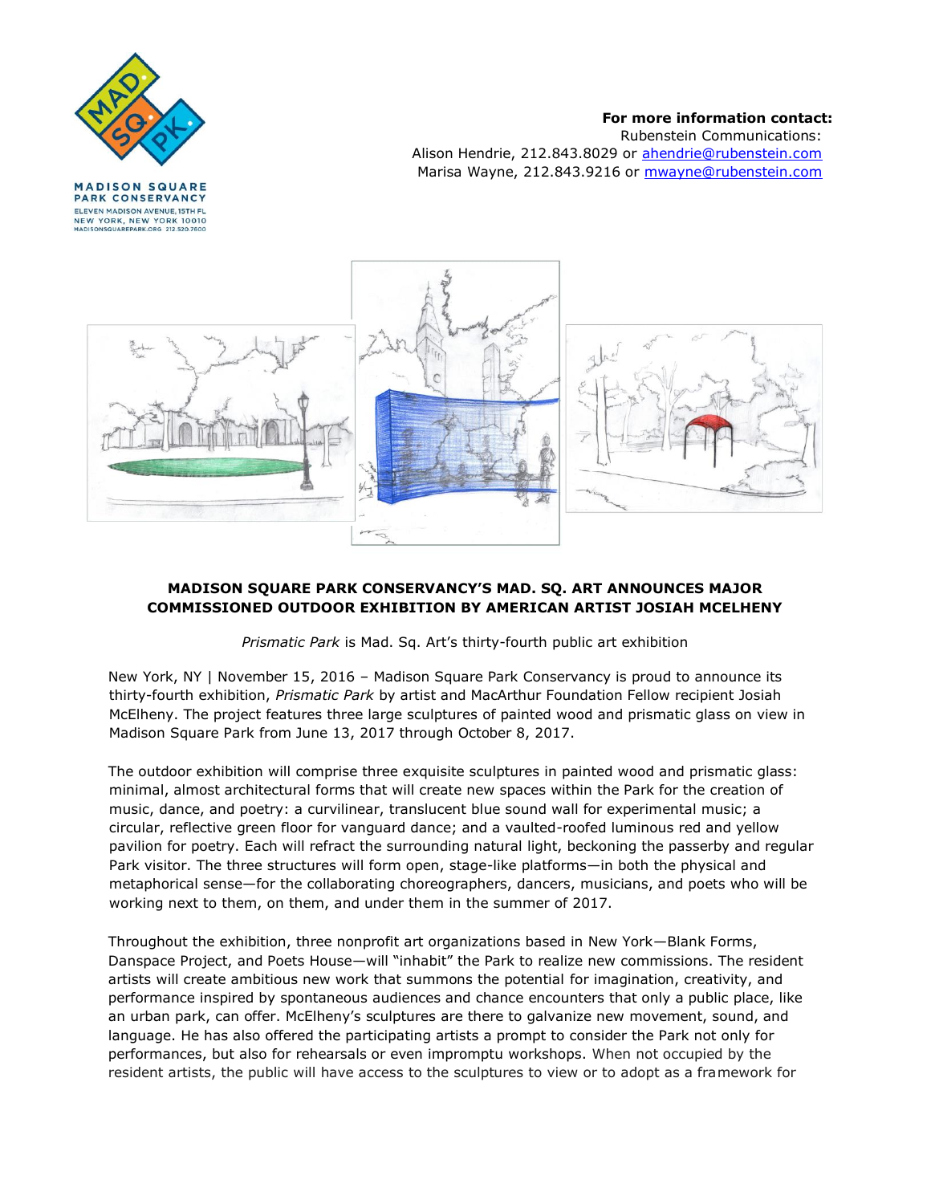**MADISON SQUARE PARK CONSERVANCY**
ELEVEN MADISON AVENUE, 15TH FL
NEW YORK, NEW YORK 10010
MADISONSQUAREPARK.ORG 212.520.7600

**For more information contact:**
Rubenstein Communications:
Alison Hendrie, 212.843.8029 or ahendrie@rubenstein.com
Marisa Wayne, 212.843.9216 or mwayne@rubenstein.com

# MADISON SQUARE PARK CONSERVANCY'S MAD. SQ. ART ANNOUNCES MAJOR COMMISSIONED OUTDOOR EXHIBITION BY AMERICAN ARTIST JOSIAH MCELHENY

*Prismatic Park* is Mad. Sq. Art's thirty-fourth public art exhibition

New York, NY | November 15, 2016 – Madison Square Park Conservancy is proud to announce its thirty-fourth exhibition, *Prismatic Park* by artist and MacArthur Foundation Fellow recipient Josiah McElheny. The project features three large sculptures of painted wood and prismatic glass on view in Madison Square Park from June 13, 2017 through October 8, 2017.

The outdoor exhibition will comprise three exquisite sculptures in painted wood and prismatic glass: minimal, almost architectural forms that will create new spaces within the Park for the creation of music, dance, and poetry: a curvilinear, translucent blue sound wall for experimental music; a circular, reflective green floor for vanguard dance; and a vaulted-roofed luminous red and yellow pavilion for poetry. Each will refract the surrounding natural light, beckoning the passerby and regular Park visitor. The three structures will form open, stage-like platforms—in both the physical and metaphorical sense—for the collaborating choreographers, dancers, musicians, and poets who will be working next to them, on them, and under them in the summer of 2017.

Throughout the exhibition, three nonprofit art organizations based in New York—Blank Forms, Danspace Project, and Poets House—will "inhabit" the Park to realize new commissions. The resident artists will create ambitious new work that summons the potential for imagination, creativity, and performance inspired by spontaneous audiences and chance encounters that only a public place, like an urban park, can offer. McElheny's sculptures are there to galvanize new movement, sound, and language. He has also offered the participating artists a prompt to consider the Park not only for performances, but also for rehearsals or even impromptu workshops. When not occupied by the resident artists, the public will have access to the sculptures to view or to adopt as a framework for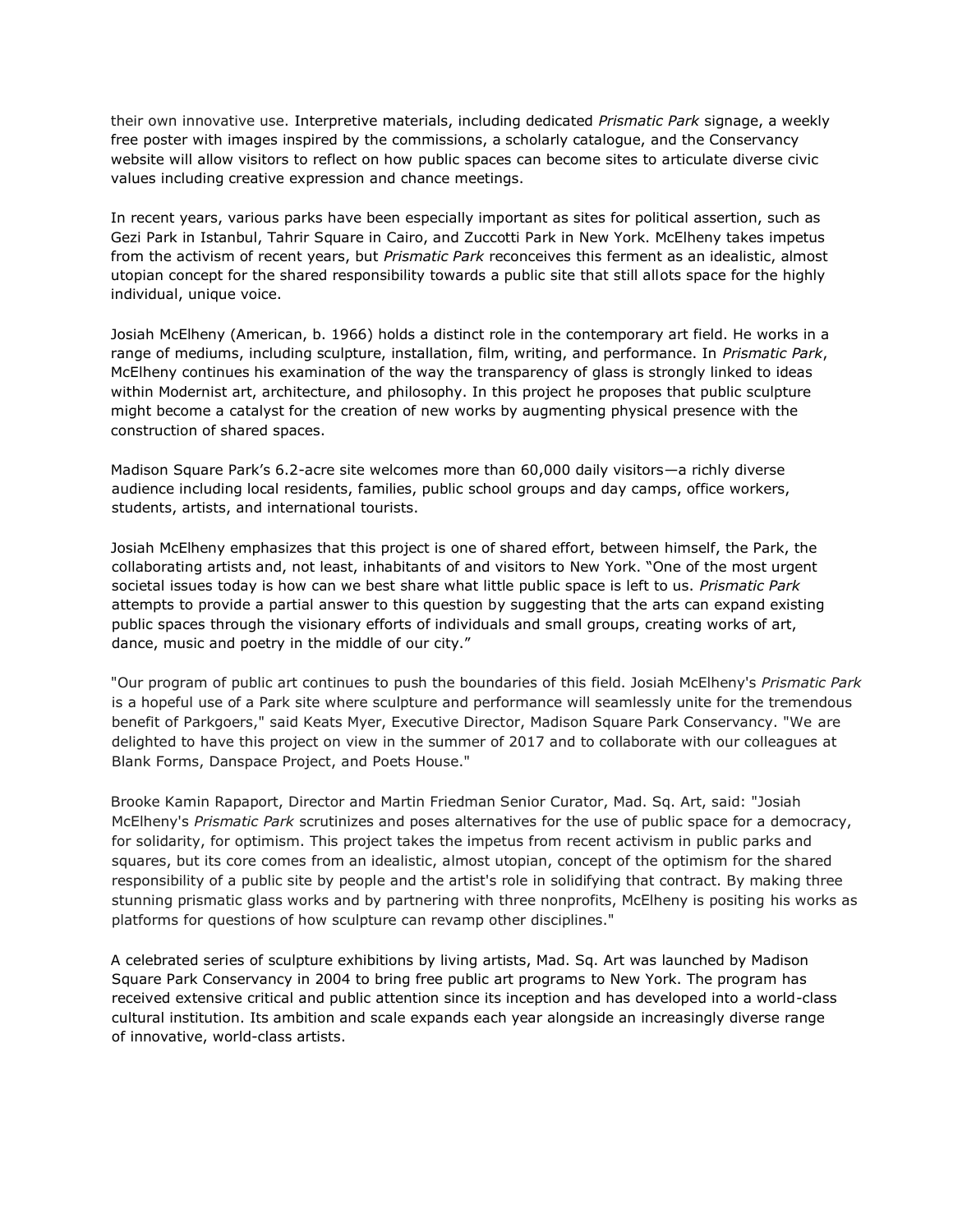their own innovative use. Interpretive materials, including dedicated *Prismatic Park* signage, a weekly free poster with images inspired by the commissions, a scholarly catalogue, and the Conservancy website will allow visitors to reflect on how public spaces can become sites to articulate diverse civic values including creative expression and chance meetings.

In recent years, various parks have been especially important as sites for political assertion, such as Gezi Park in Istanbul, Tahrir Square in Cairo, and Zuccotti Park in New York. McElheny takes impetus from the activism of recent years, but *Prismatic Park* reconceives this ferment as an idealistic, almost utopian concept for the shared responsibility towards a public site that still allots space for the highly individual, unique voice.

Josiah McElheny (American, b. 1966) holds a distinct role in the contemporary art field. He works in a range of mediums, including sculpture, installation, film, writing, and performance. In *Prismatic Park*, McElheny continues his examination of the way the transparency of glass is strongly linked to ideas within Modernist art, architecture, and philosophy. In this project he proposes that public sculpture might become a catalyst for the creation of new works by augmenting physical presence with the construction of shared spaces.

Madison Square Park's 6.2-acre site welcomes more than 60,000 daily visitors—a richly diverse audience including local residents, families, public school groups and day camps, office workers, students, artists, and international tourists.

Josiah McElheny emphasizes that this project is one of shared effort, between himself, the Park, the collaborating artists and, not least, inhabitants of and visitors to New York. "One of the most urgent societal issues today is how can we best share what little public space is left to us. *Prismatic Park* attempts to provide a partial answer to this question by suggesting that the arts can expand existing public spaces through the visionary efforts of individuals and small groups, creating works of art, dance, music and poetry in the middle of our city."

"Our program of public art continues to push the boundaries of this field. Josiah McElheny's *Prismatic Park* is a hopeful use of a Park site where sculpture and performance will seamlessly unite for the tremendous benefit of Parkgoers," said Keats Myer, Executive Director, Madison Square Park Conservancy. "We are delighted to have this project on view in the summer of 2017 and to collaborate with our colleagues at Blank Forms, Danspace Project, and Poets House."

Brooke Kamin Rapaport, Director and Martin Friedman Senior Curator, Mad. Sq. Art, said: "Josiah McElheny's *Prismatic Park* scrutinizes and poses alternatives for the use of public space for a democracy, for solidarity, for optimism. This project takes the impetus from recent activism in public parks and squares, but its core comes from an idealistic, almost utopian, concept of the optimism for the shared responsibility of a public site by people and the artist's role in solidifying that contract. By making three stunning prismatic glass works and by partnering with three nonprofits, McElheny is positing his works as platforms for questions of how sculpture can revamp other disciplines."

A celebrated series of sculpture exhibitions by living artists, Mad. Sq. Art was launched by Madison Square Park Conservancy in 2004 to bring free public art programs to New York. The program has received extensive critical and public attention since its inception and has developed into a world-class cultural institution. Its ambition and scale expands each year alongside an increasingly diverse range of innovative, world-class artists.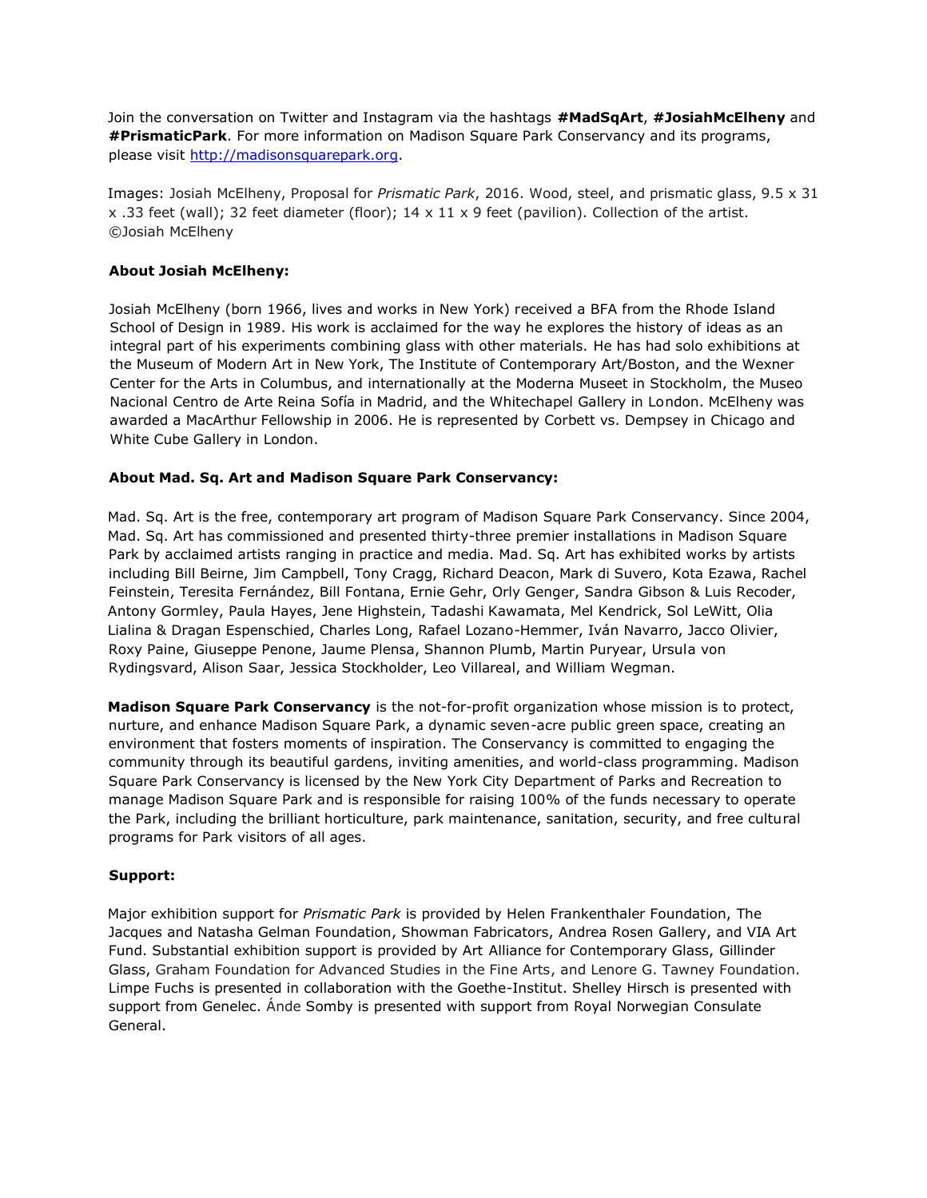Join the conversation on Twitter and Instagram via the hashtags **#MadSqArt**, **#JosiahMcElheny** and **#PrismaticPark**. For more information on Madison Square Park Conservancy and its programs, please visit [http://madisonsquarepark.org](http://madisonsquarepark.org).

Images: Josiah McElheny, Proposal for *Prismatic Park*, 2016. Wood, steel, and prismatic glass, 9.5 x 31 x .33 feet (wall); 32 feet diameter (floor); 14 x 11 x 9 feet (pavilion). Collection of the artist. ©Josiah McElheny

**About Josiah McElheny:**

Josiah McElheny (born 1966, lives and works in New York) received a BFA from the Rhode Island School of Design in 1989. His work is acclaimed for the way he explores the history of ideas as an integral part of his experiments combining glass with other materials. He has had solo exhibitions at the Museum of Modern Art in New York, The Institute of Contemporary Art/Boston, and the Wexner Center for the Arts in Columbus, and internationally at the Moderna Museet in Stockholm, the Museo Nacional Centro de Arte Reina Sofía in Madrid, and the Whitechapel Gallery in London. McElheny was awarded a MacArthur Fellowship in 2006. He is represented by Corbett vs. Dempsey in Chicago and White Cube Gallery in London.

**About Mad. Sq. Art and Madison Square Park Conservancy:**

Mad. Sq. Art is the free, contemporary art program of Madison Square Park Conservancy. Since 2004, Mad. Sq. Art has commissioned and presented thirty-three premier installations in Madison Square Park by acclaimed artists ranging in practice and media. Mad. Sq. Art has exhibited works by artists including Bill Beirne, Jim Campbell, Tony Cragg, Richard Deacon, Mark di Suvero, Kota Ezawa, Rachel Feinstein, Teresita Fernández, Bill Fontana, Ernie Gehr, Orly Genger, Sandra Gibson & Luis Recoder, Antony Gormley, Paula Hayes, Jene Highstein, Tadashi Kawamata, Mel Kendrick, Sol LeWitt, Olia Lialina & Dragan Espenschied, Charles Long, Rafael Lozano-Hemmer, Iván Navarro, Jacco Olivier, Roxy Paine, Giuseppe Penone, Jaume Plensa, Shannon Plumb, Martin Puryear, Ursula von Rydingsvard, Alison Saar, Jessica Stockholder, Leo Villareal, and William Wegman.

**Madison Square Park Conservancy** is the not-for-profit organization whose mission is to protect, nurture, and enhance Madison Square Park, a dynamic seven-acre public green space, creating an environment that fosters moments of inspiration. The Conservancy is committed to engaging the community through its beautiful gardens, inviting amenities, and world-class programming. Madison Square Park Conservancy is licensed by the New York City Department of Parks and Recreation to manage Madison Square Park and is responsible for raising 100% of the funds necessary to operate the Park, including the brilliant horticulture, park maintenance, sanitation, security, and free cultural programs for Park visitors of all ages.

**Support:**

Major exhibition support for *Prismatic Park* is provided by Helen Frankenthaler Foundation, The Jacques and Natasha Gelman Foundation, Showman Fabricators, Andrea Rosen Gallery, and VIA Art Fund. Substantial exhibition support is provided by Art Alliance for Contemporary Glass, Gillinder Glass, Graham Foundation for Advanced Studies in the Fine Arts, and Lenore G. Tawney Foundation. Limpe Fuchs is presented in collaboration with the Goethe-Institut. Shelley Hirsch is presented with support from Genelec. Ánde Somby is presented with support from Royal Norwegian Consulate General.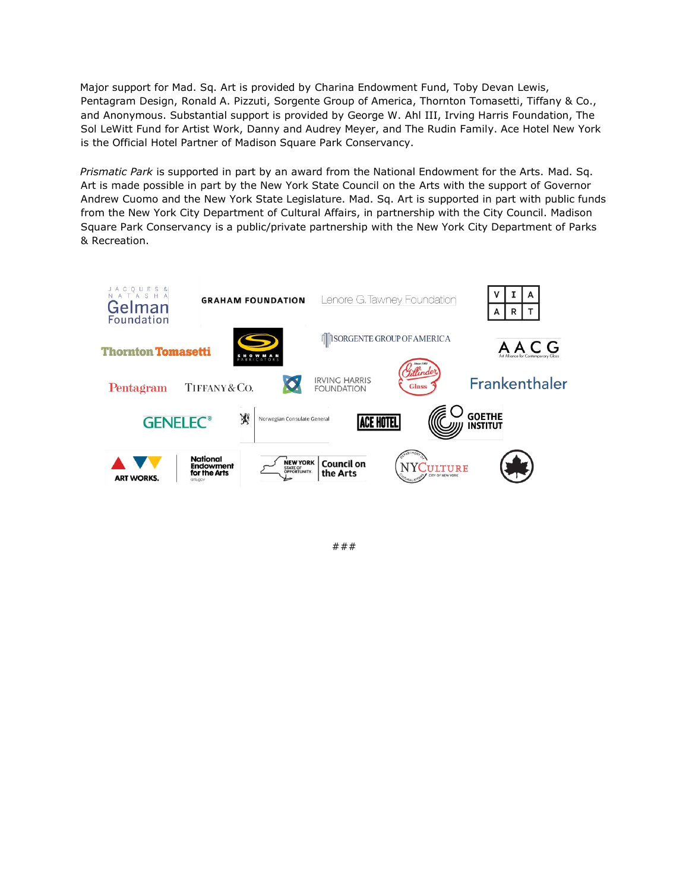Major support for Mad. Sq. Art is provided by Charina Endowment Fund, Toby Devan Lewis, Pentagram Design, Ronald A. Pizzuti, Sorgente Group of America, Thornton Tomasetti, Tiffany & Co., and Anonymous. Substantial support is provided by George W. Ahl III, Irving Harris Foundation, The Sol LeWitt Fund for Artist Work, Danny and Audrey Meyer, and The Rudin Family. Ace Hotel New York is the Official Hotel Partner of Madison Square Park Conservancy.

*Prismatic Park* is supported in part by an award from the National Endowment for the Arts. Mad. Sq. Art is made possible in part by the New York State Council on the Arts with the support of Governor Andrew Cuomo and the New York State Legislature. Mad. Sq. Art is supported in part with public funds from the New York City Department of Cultural Affairs, in partnership with the City Council. Madison Square Park Conservancy is a public/private partnership with the New York City Department of Parks & Recreation.

Jacques & Natasha Gelman Foundation
GRAHAM FOUNDATION
Lenore G. Tawney Foundation
VIA ART
Thornton Tomasetti
SHOWMAN FABRICATORS
SORGENTE GROUP OF AMERICA
AACG Art Alliance for Contemporary Glass
Pentagram
TIFFANY & CO.
IRVING HARRIS FOUNDATION
Gillinder Glass Since 1861
Frankenthaler
GENELEC®
Norwegian Consulate General
ACE HOTEL
GOETHE INSTITUT
ART WORKS.
National Endowment for the Arts arts.gov
NEW YORK STATE OF OPPORTUNITY. Council on the Arts
NYCULTURE Department of Cultural Affairs City of New York

###